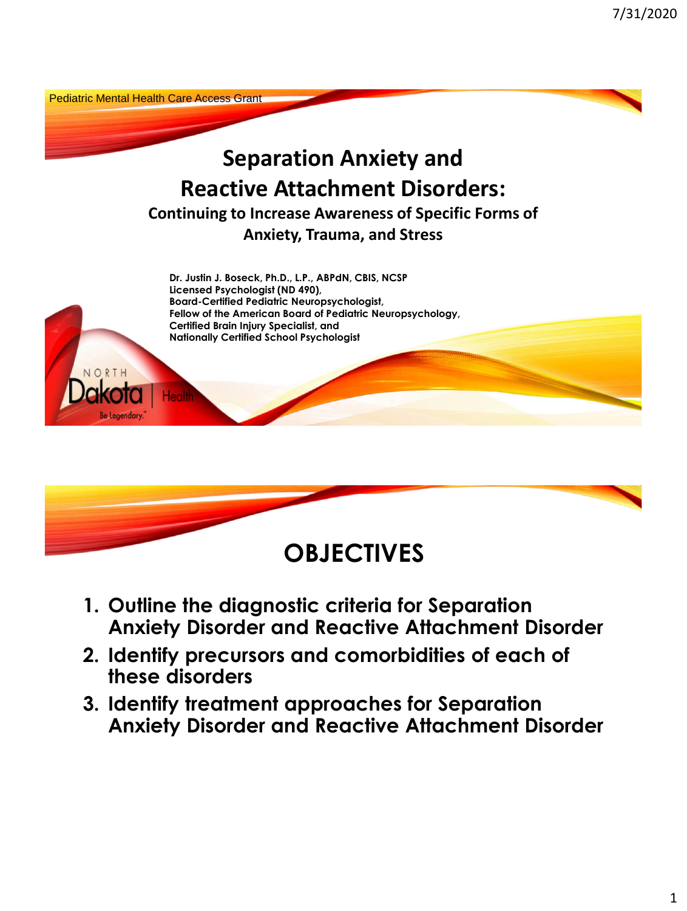Pediatric Mental Health Care Access Grant

# Separation Anxiety and Reactive Attachment Disorders:

## Continuing to Increase Awareness of Specific Forms of Anxiety, Trauma, and Stress

**Dr. Justin J. Boseck, Ph.D., L.P., ABPdN, CBIS, NCSP**
**Licensed Psychologist (ND 490),**
**Board-Certified Pediatric Neuropsychologist,**
**Fellow of the American Board of Pediatric Neuropsychology,**
**Certified Brain Injury Specialist, and**
**Nationally Certified School Psychologist**

NORTH Dakota | Health
Be Legendary.™

# OBJECTIVES

1. **Outline the diagnostic criteria for Separation Anxiety Disorder and Reactive Attachment Disorder**
2. **Identify precursors and comorbidities of each of these disorders**
3. **Identify treatment approaches for Separation Anxiety Disorder and Reactive Attachment Disorder**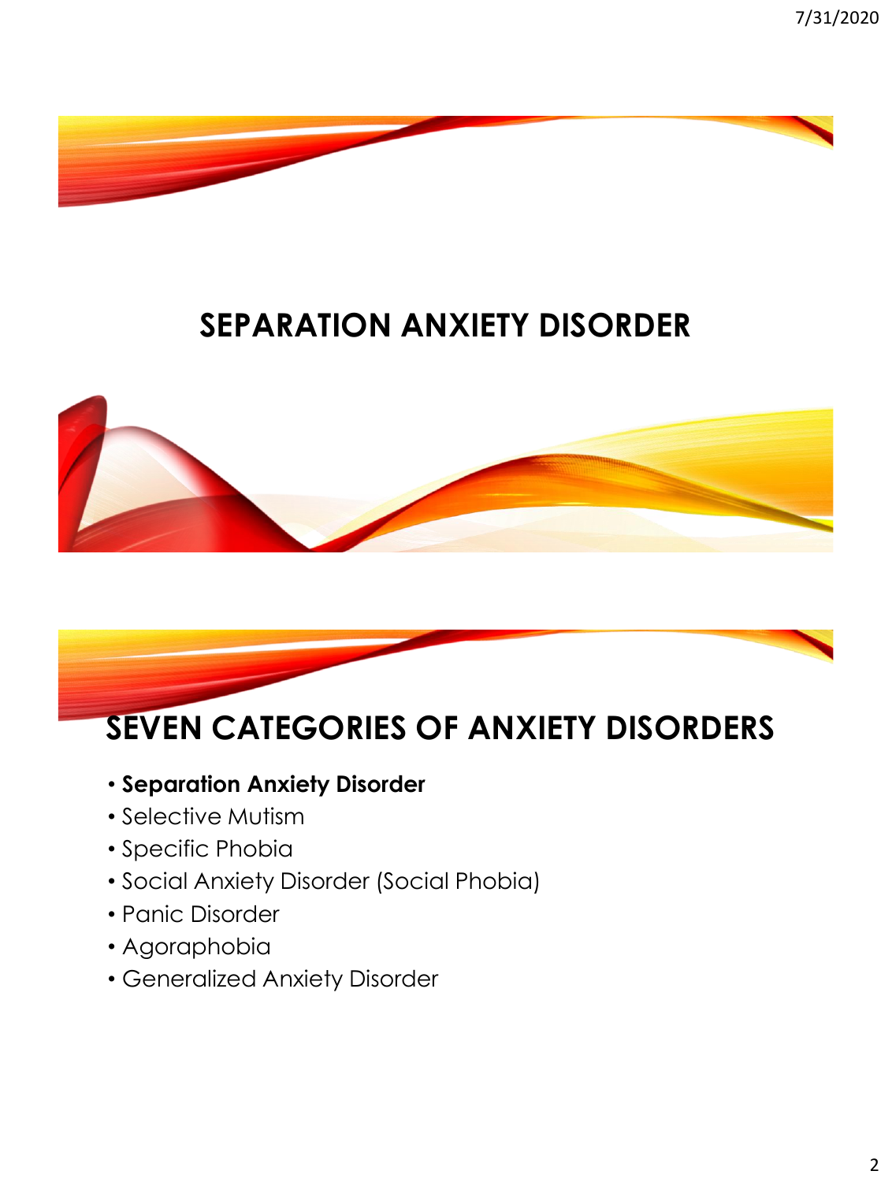# SEPARATION ANXIETY DISORDER

# SEVEN CATEGORIES OF ANXIETY DISORDERS

- **Separation Anxiety Disorder**
- Selective Mutism
- Specific Phobia
- Social Anxiety Disorder (Social Phobia)
- Panic Disorder
- Agoraphobia
- Generalized Anxiety Disorder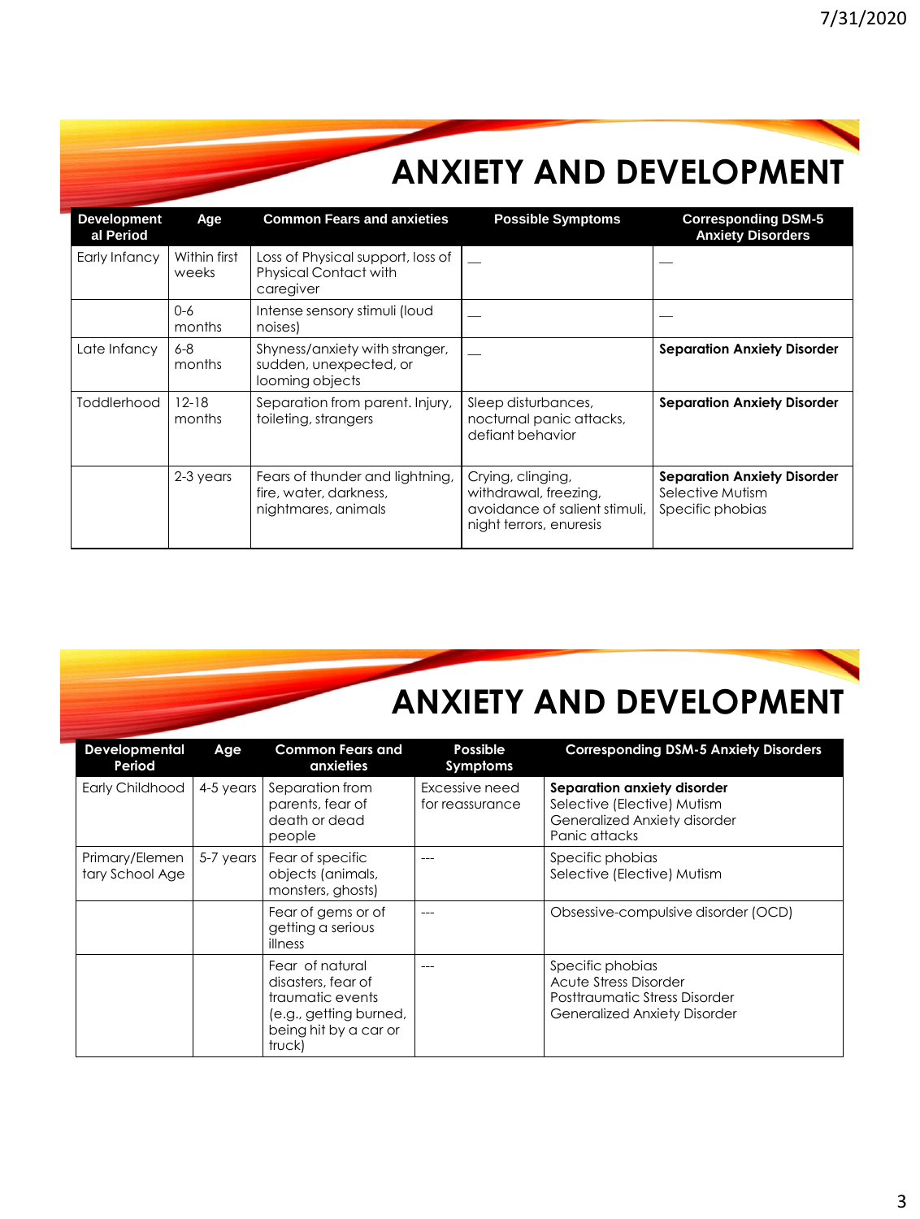# ANXIETY AND DEVELOPMENT

| Developmental Period | Age | Common Fears and anxieties | Possible Symptoms | Corresponding DSM-5 Anxiety Disorders |
|---|---|---|---|---|
| Early Infancy | Within first weeks | Loss of Physical support, loss of Physical Contact with caregiver | __ | __ |
| | 0-6 months | Intense sensory stimuli (loud noises) | __ | __ |
| Late Infancy | 6-8 months | Shyness/anxiety with stranger, sudden, unexpected, or looming objects | __ | **Separation Anxiety Disorder** |
| Toddlerhood | 12-18 months | Separation from parent. Injury, toileting, strangers | Sleep disturbances, nocturnal panic attacks, defiant behavior | **Separation Anxiety Disorder** |
| | 2-3 years | Fears of thunder and lightning, fire, water, darkness, nightmares, animals | Crying, clinging, withdrawal, freezing, avoidance of salient stimuli, night terrors, enuresis | **Separation Anxiety Disorder**<br>Selective Mutism<br>Specific phobias |

# ANXIETY AND DEVELOPMENT

| Developmental Period | Age | Common Fears and anxieties | Possible Symptoms | Corresponding DSM-5 Anxiety Disorders |
|---|---|---|---|---|
| Early Childhood | 4-5 years | Separation from parents, fear of death or dead people | Excessive need for reassurance | **Separation anxiety disorder**<br>Selective (Elective) Mutism<br>Generalized Anxiety disorder<br>Panic attacks |
| Primary/Elementary School Age | 5-7 years | Fear of specific objects (animals, monsters, ghosts) | --- | Specific phobias<br>Selective (Elective) Mutism |
| | | Fear of gems or of getting a serious illness | --- | Obsessive-compulsive disorder (OCD) |
| | | Fear of natural disasters, fear of traumatic events (e.g., getting burned, being hit by a car or truck) | --- | Specific phobias<br>Acute Stress Disorder<br>Posttraumatic Stress Disorder<br>Generalized Anxiety Disorder |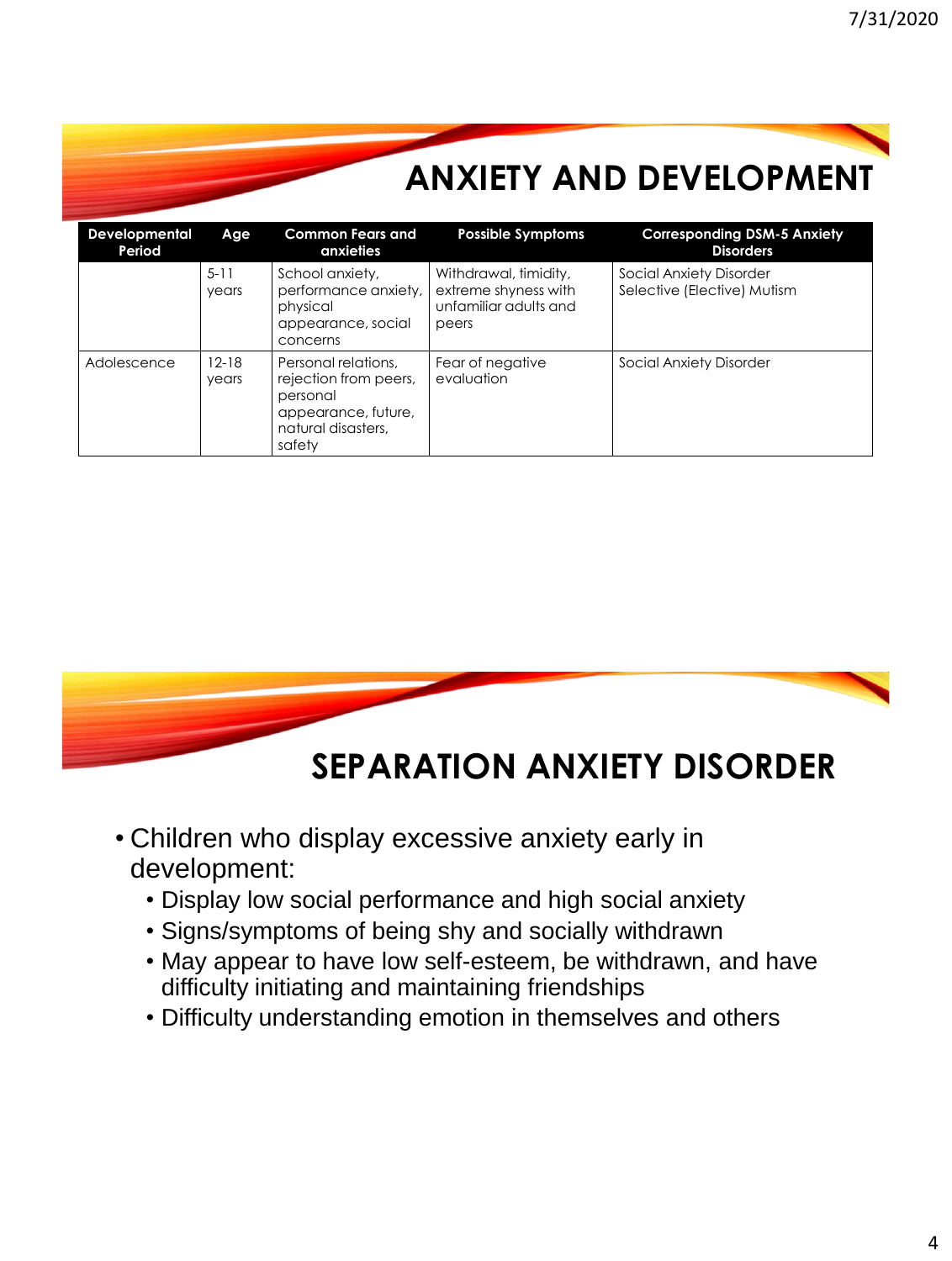## ANXIETY AND DEVELOPMENT

| Developmental Period | Age | Common Fears and anxieties | Possible Symptoms | Corresponding DSM-5 Anxiety Disorders |
|---|---|---|---|---|
| | 5-11 years | School anxiety, performance anxiety, physical appearance, social concerns | Withdrawal, timidity, extreme shyness with unfamiliar adults and peers | Social Anxiety Disorder<br>Selective (Elective) Mutism |
| Adolescence | 12-18 years | Personal relations, rejection from peers, personal appearance, future, natural disasters, safety | Fear of negative evaluation | Social Anxiety Disorder |

## SEPARATION ANXIETY DISORDER

- Children who display excessive anxiety early in development:
  - Display low social performance and high social anxiety
  - Signs/symptoms of being shy and socially withdrawn
  - May appear to have low self-esteem, be withdrawn, and have difficulty initiating and maintaining friendships
  - Difficulty understanding emotion in themselves and others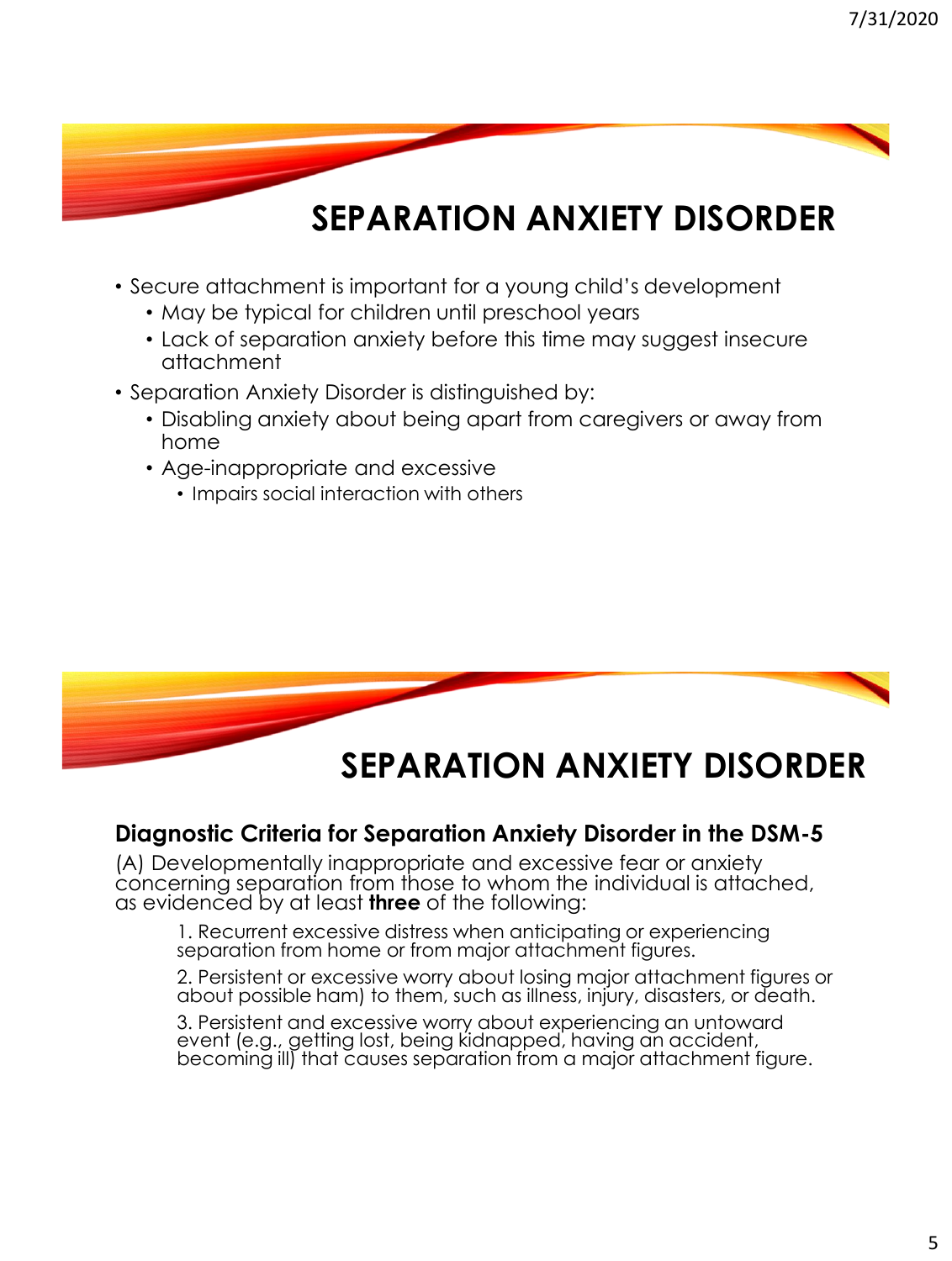# SEPARATION ANXIETY DISORDER

- Secure attachment is important for a young child's development
  - May be typical for children until preschool years
  - Lack of separation anxiety before this time may suggest insecure attachment
- Separation Anxiety Disorder is distinguished by:
  - Disabling anxiety about being apart from caregivers or away from home
  - Age-inappropriate and excessive
    - Impairs social interaction with others

# SEPARATION ANXIETY DISORDER

### Diagnostic Criteria for Separation Anxiety Disorder in the DSM-5

(A) Developmentally inappropriate and excessive fear or anxiety concerning separation from those to whom the individual is attached, as evidenced by at least **three** of the following:

1. Recurrent excessive distress when anticipating or experiencing separation from home or from major attachment figures.
2. Persistent or excessive worry about losing major attachment figures or about possible ham) to them, such as illness, injury, disasters, or death.
3. Persistent and excessive worry about experiencing an untoward event (e.g., getting lost, being kidnapped, having an accident, becoming ill) that causes separation from a major attachment figure.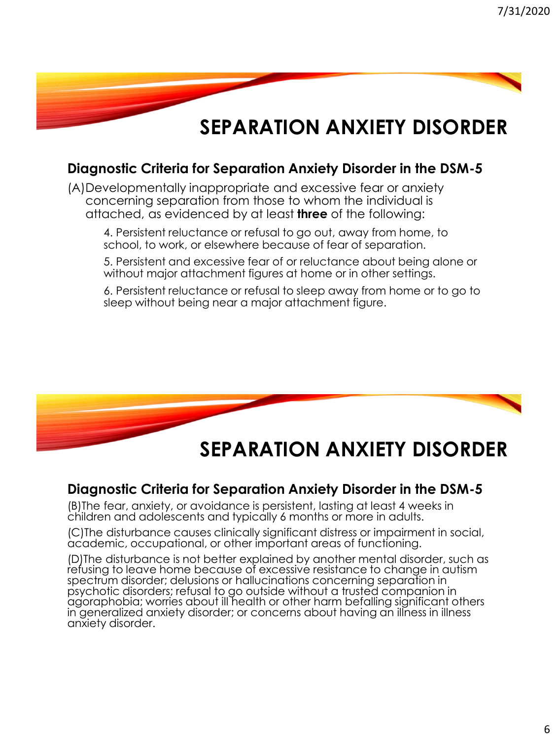# SEPARATION ANXIETY DISORDER

**Diagnostic Criteria for Separation Anxiety Disorder in the DSM-5**

(A) Developmentally inappropriate and excessive fear or anxiety concerning separation from those to whom the individual is attached, as evidenced by at least **three** of the following:

4. Persistent reluctance or refusal to go out, away from home, to school, to work, or elsewhere because of fear of separation.
5. Persistent and excessive fear of or reluctance about being alone or without major attachment figures at home or in other settings.
6. Persistent reluctance or refusal to sleep away from home or to go to sleep without being near a major attachment figure.

# SEPARATION ANXIETY DISORDER

**Diagnostic Criteria for Separation Anxiety Disorder in the DSM-5**

(B) The fear, anxiety, or avoidance is persistent, lasting at least 4 weeks in children and adolescents and typically 6 months or more in adults.

(C) The disturbance causes clinically significant distress or impairment in social, academic, occupational, or other important areas of functioning.

(D) The disturbance is not better explained by another mental disorder, such as refusing to leave home because of excessive resistance to change in autism spectrum disorder; delusions or hallucinations concerning separation in psychotic disorders; refusal to go outside without a trusted companion in agoraphobia; worries about ill health or other harm befalling significant others in generalized anxiety disorder; or concerns about having an illness in illness anxiety disorder.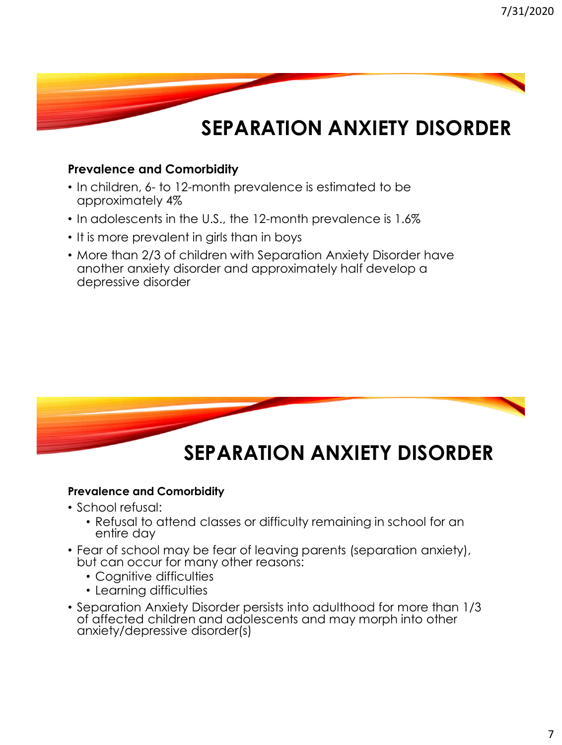# SEPARATION ANXIETY DISORDER

**Prevalence and Comorbidity**

- In children, 6- to 12-month prevalence is estimated to be approximately 4%
- In adolescents in the U.S., the 12-month prevalence is 1.6%
- It is more prevalent in girls than in boys
- More than 2/3 of children with Separation Anxiety Disorder have another anxiety disorder and approximately half develop a depressive disorder

# SEPARATION ANXIETY DISORDER

**Prevalence and Comorbidity**

- School refusal:
  - Refusal to attend classes or difficulty remaining in school for an entire day
- Fear of school may be fear of leaving parents (separation anxiety), but can occur for many other reasons:
  - Cognitive difficulties
  - Learning difficulties
- Separation Anxiety Disorder persists into adulthood for more than 1/3 of affected children and adolescents and may morph into other anxiety/depressive disorder(s)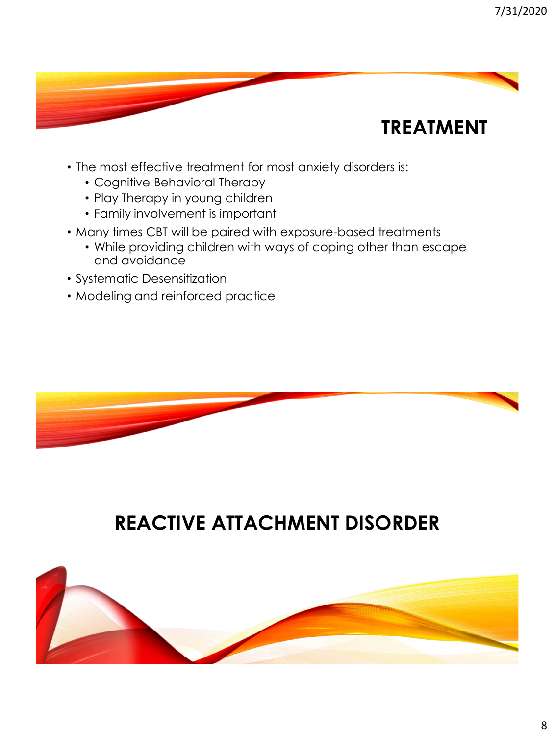## TREATMENT

- The most effective treatment for most anxiety disorders is:
  - Cognitive Behavioral Therapy
  - Play Therapy in young children
  - Family involvement is important
- Many times CBT will be paired with exposure-based treatments
  - While providing children with ways of coping other than escape and avoidance
- Systematic Desensitization
- Modeling and reinforced practice

# REACTIVE ATTACHMENT DISORDER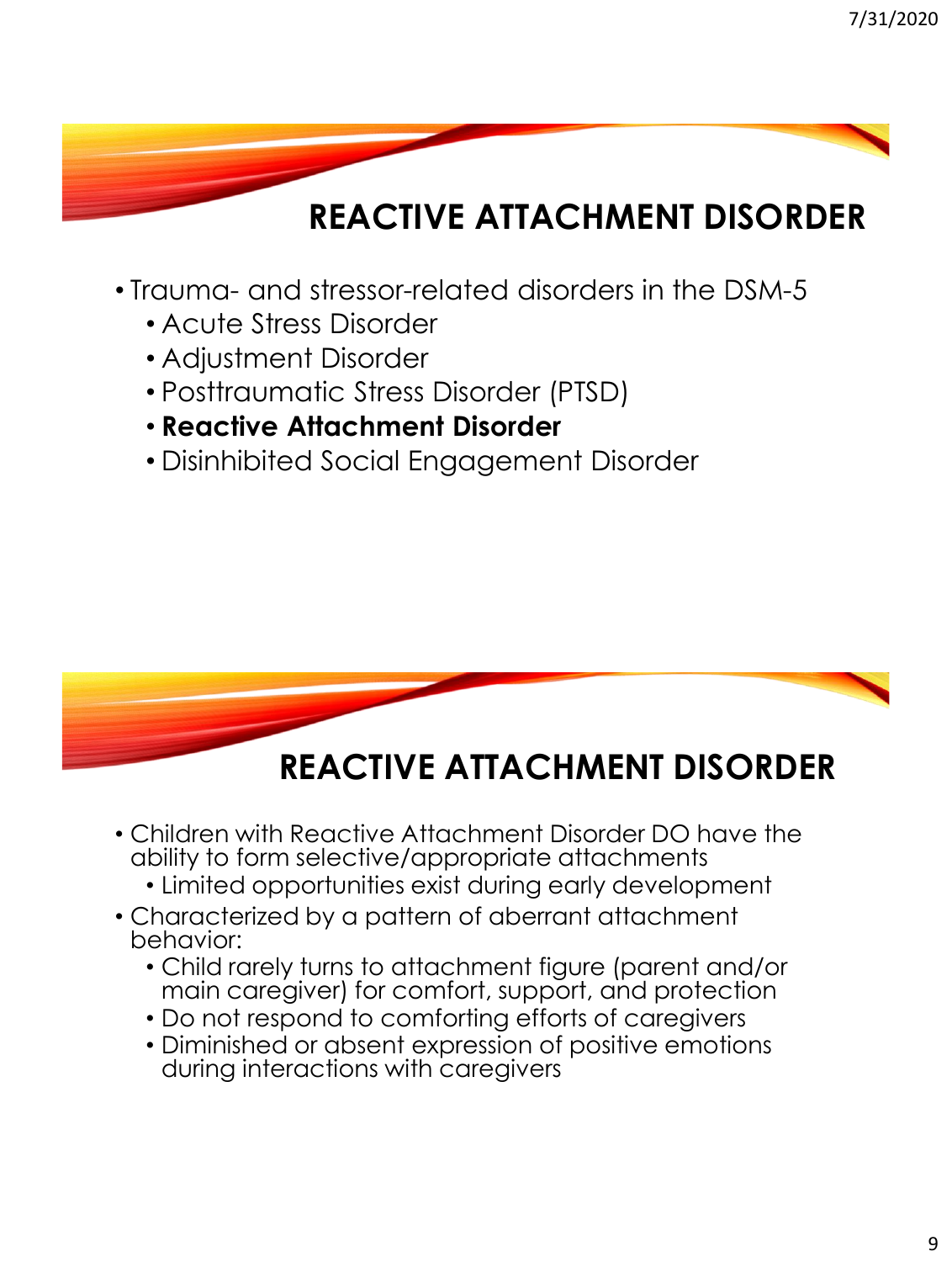## REACTIVE ATTACHMENT DISORDER

- Trauma- and stressor-related disorders in the DSM-5
  - Acute Stress Disorder
  - Adjustment Disorder
  - Posttraumatic Stress Disorder (PTSD)
  - **Reactive Attachment Disorder**
  - Disinhibited Social Engagement Disorder

## REACTIVE ATTACHMENT DISORDER

- Children with Reactive Attachment Disorder DO have the ability to form selective/appropriate attachments
  - Limited opportunities exist during early development
- Characterized by a pattern of aberrant attachment behavior:
  - Child rarely turns to attachment figure (parent and/or main caregiver) for comfort, support, and protection
  - Do not respond to comforting efforts of caregivers
  - Diminished or absent expression of positive emotions during interactions with caregivers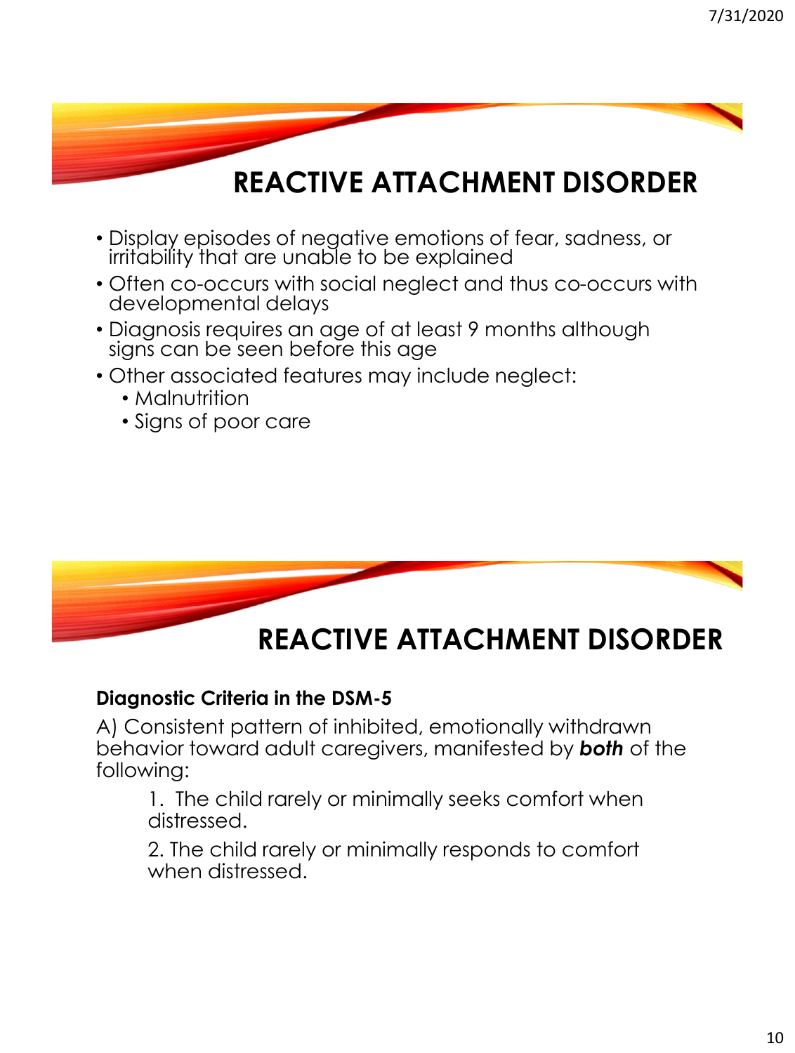# REACTIVE ATTACHMENT DISORDER

- Display episodes of negative emotions of fear, sadness, or irritability that are unable to be explained
- Often co-occurs with social neglect and thus co-occurs with developmental delays
- Diagnosis requires an age of at least 9 months although signs can be seen before this age
- Other associated features may include neglect:
  - Malnutrition
  - Signs of poor care

# REACTIVE ATTACHMENT DISORDER

**Diagnostic Criteria in the DSM-5**

A) Consistent pattern of inhibited, emotionally withdrawn behavior toward adult caregivers, manifested by ***both*** of the following:

1. The child rarely or minimally seeks comfort when distressed.
2. The child rarely or minimally responds to comfort when distressed.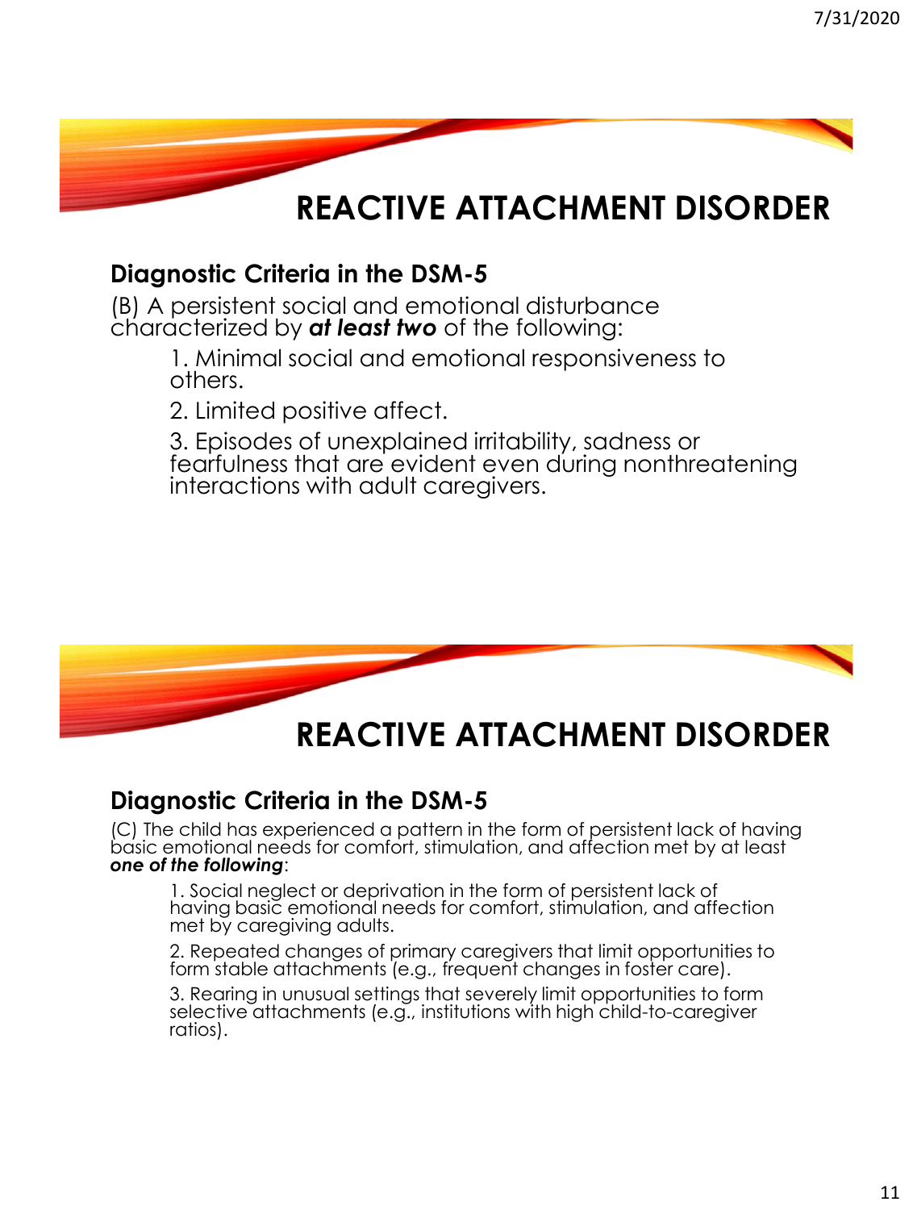# REACTIVE ATTACHMENT DISORDER

## Diagnostic Criteria in the DSM-5

(B) A persistent social and emotional disturbance characterized by ***at least two*** of the following:

1. Minimal social and emotional responsiveness to others.
2. Limited positive affect.
3. Episodes of unexplained irritability, sadness or fearfulness that are evident even during nonthreatening interactions with adult caregivers.

# REACTIVE ATTACHMENT DISORDER

## Diagnostic Criteria in the DSM-5

(C) The child has experienced a pattern in the form of persistent lack of having basic emotional needs for comfort, stimulation, and affection met by at least ***one of the following***:

1. Social neglect or deprivation in the form of persistent lack of having basic emotional needs for comfort, stimulation, and affection met by caregiving adults.
2. Repeated changes of primary caregivers that limit opportunities to form stable attachments (e.g., frequent changes in foster care).
3. Rearing in unusual settings that severely limit opportunities to form selective attachments (e.g., institutions with high child-to-caregiver ratios).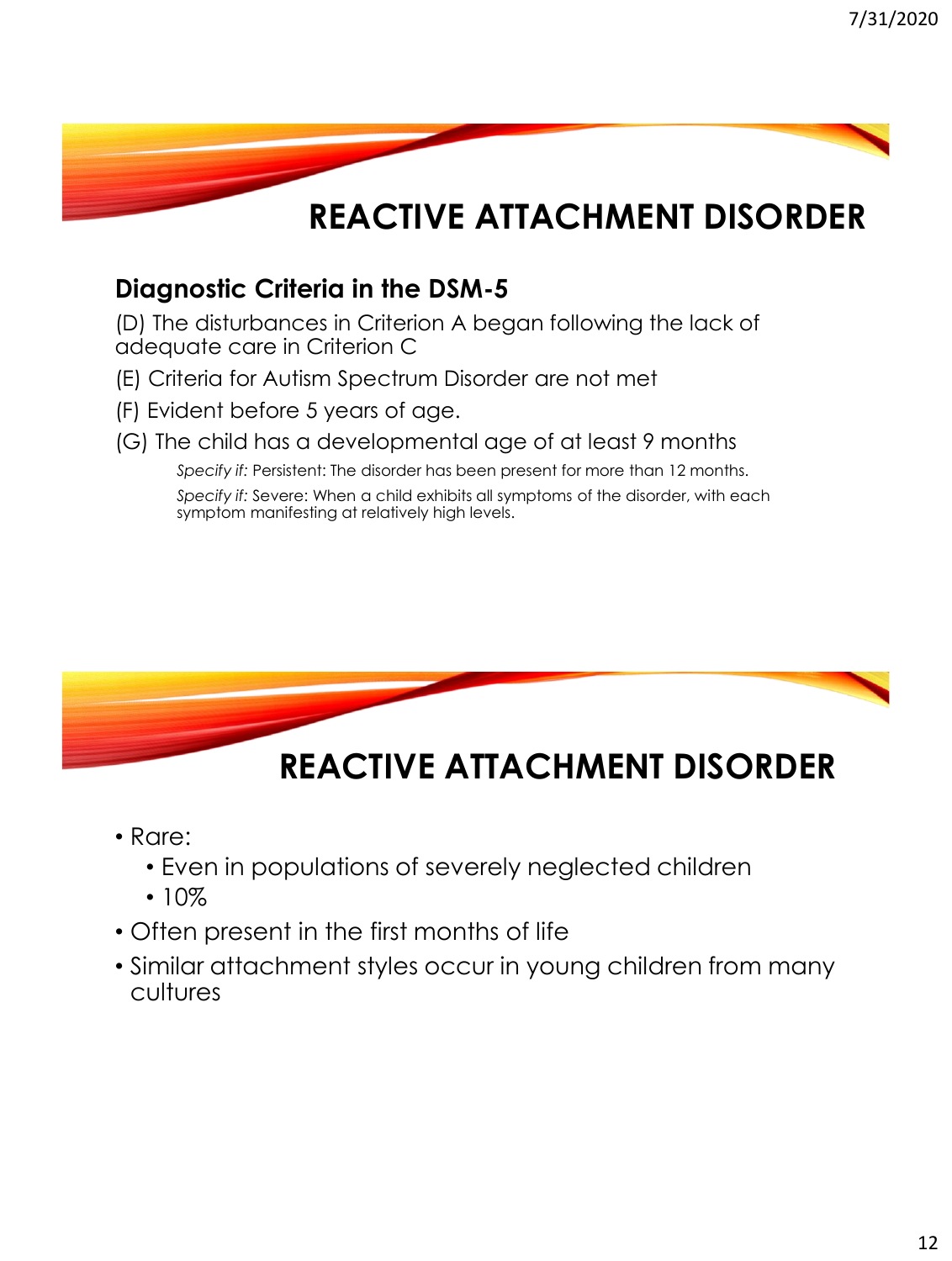# REACTIVE ATTACHMENT DISORDER

## Diagnostic Criteria in the DSM-5

(D) The disturbances in Criterion A began following the lack of adequate care in Criterion C

(E) Criteria for Autism Spectrum Disorder are not met

(F) Evident before 5 years of age.

(G) The child has a developmental age of at least 9 months

> *Specify if:* Persistent: The disorder has been present for more than 12 months.
>
> *Specify if:* Severe: When a child exhibits all symptoms of the disorder, with each symptom manifesting at relatively high levels.

# REACTIVE ATTACHMENT DISORDER

- Rare:
  - Even in populations of severely neglected children
  - 10%
- Often present in the first months of life
- Similar attachment styles occur in young children from many cultures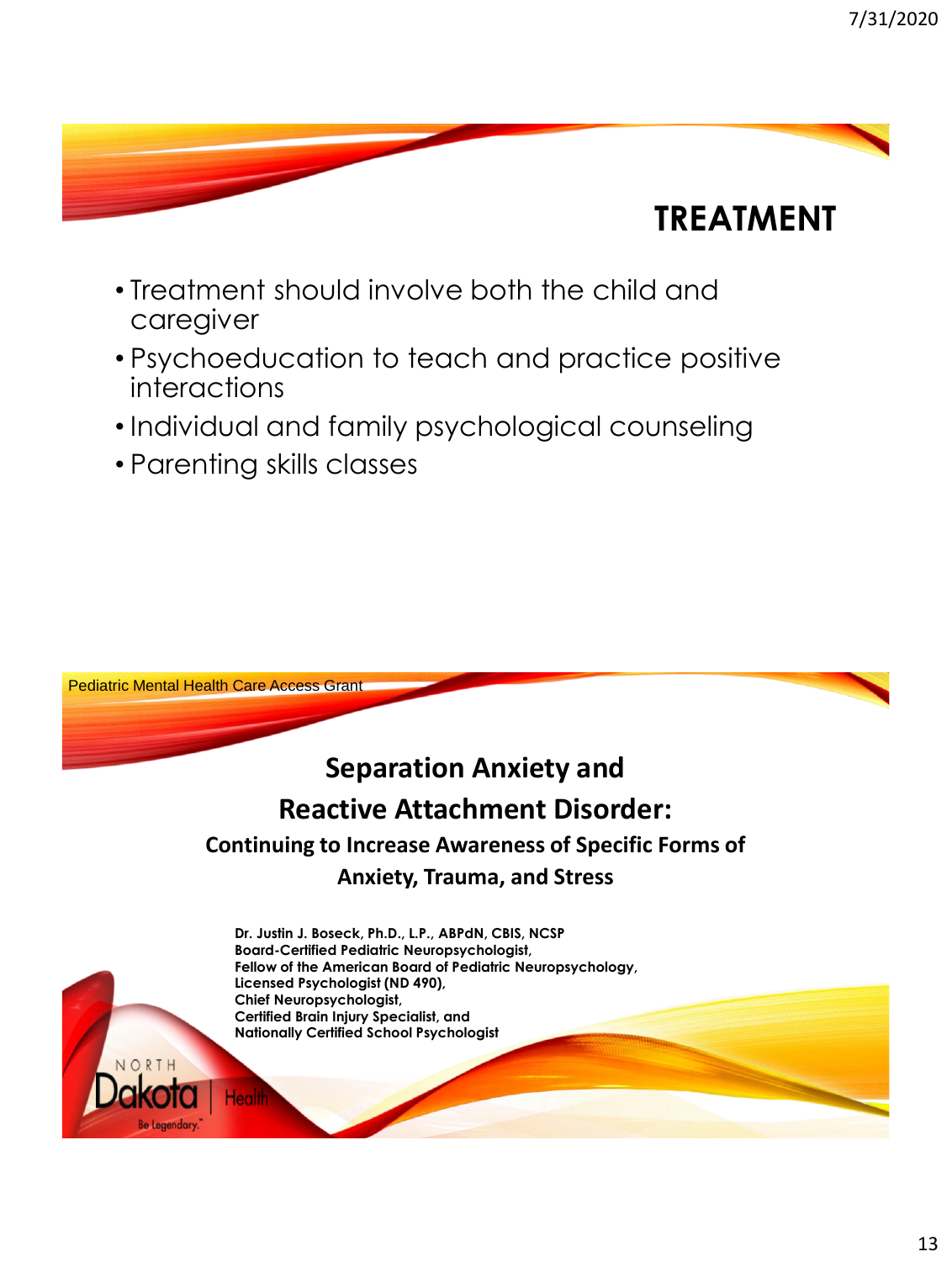# TREATMENT

- Treatment should involve both the child and caregiver
- Psychoeducation to teach and practice positive interactions
- Individual and family psychological counseling
- Parenting skills classes

Pediatric Mental Health Care Access Grant

## Separation Anxiety and Reactive Attachment Disorder:

### Continuing to Increase Awareness of Specific Forms of Anxiety, Trauma, and Stress

**Dr. Justin J. Boseck, Ph.D., L.P., ABPdN, CBIS, NCSP**
**Board-Certified Pediatric Neuropsychologist,**
**Fellow of the American Board of Pediatric Neuropsychology,**
**Licensed Psychologist (ND 490),**
**Chief Neuropsychologist,**
**Certified Brain Injury Specialist, and**
**Nationally Certified School Psychologist**

NORTH Dakota | Health
Be Legendary.™